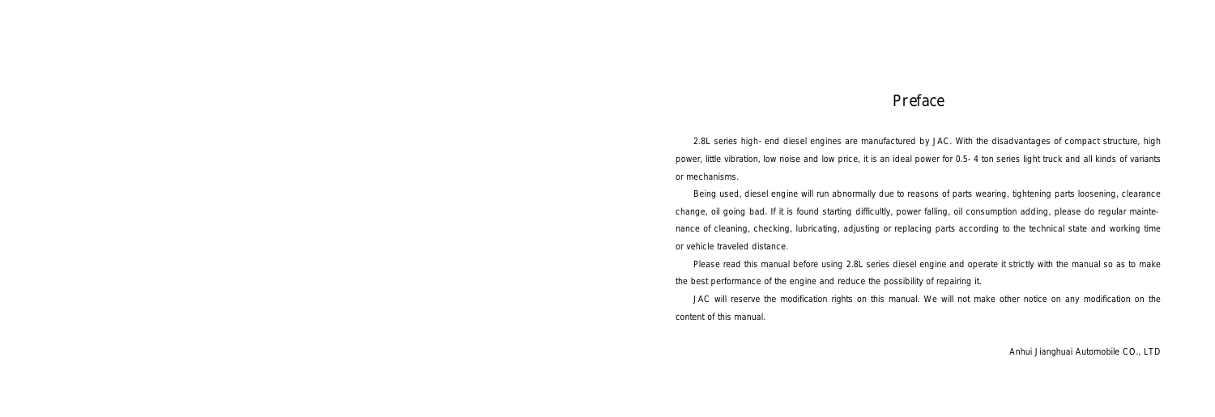# Preface

2.8L series high- end diesel engines are manufactured by JAC. With the disadvantages of compact structure, high power, little vibration, low noise and low price, it is an ideal power for 0.5- 4 ton series light truck and all kinds of variants or mechanisms.

Being used, diesel engine will run abnormally due to reasons of parts wearing, tightening parts loosening, clearance change, oil going bad. If it is found starting difficultly, power falling, oil consumption adding, please do regular maintenance of cleaning, checking, lubricating, adjusting or replacing parts according to the technical state and working time or vehicle traveled distance.

Please read this manual before using 2.8L series diesel engine and operate it strictly with the manual so as to make the best performance of the engine and reduce the possibility of repairing it.

JAC will reserve the modification rights on this manual. We will not make other notice on any modification on the content of this manual.

Anhui Jianghuai Automobile CO., LTD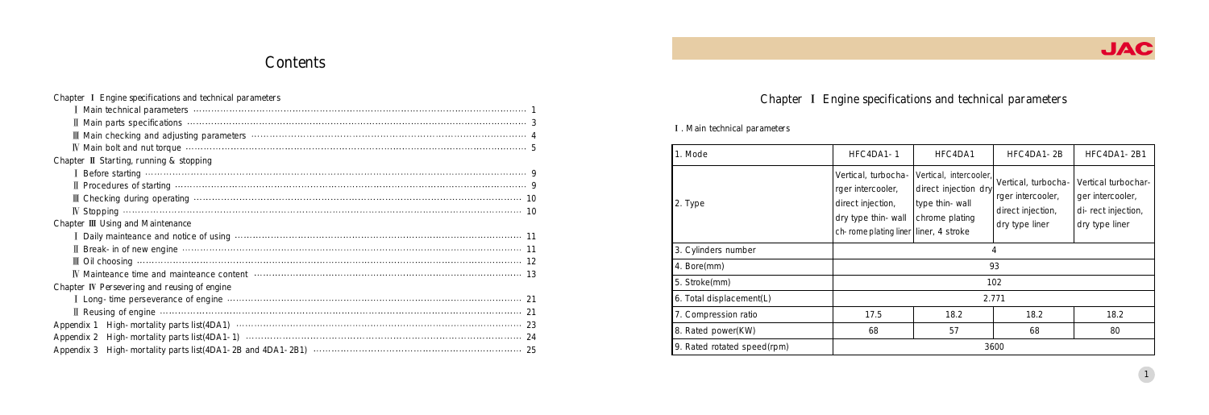# Contents

Chapter Ⅰ Engine specifications and technical parameters

Ⅰ Main technical parameters ........ 1

Ⅱ Main parts specifications ........ 3

Ⅲ Main checking and adjusting parameters ........ 4

Ⅳ Main bolt and nut torque ........ 5

Chapter Ⅱ Starting, running & stopping

Ⅰ Before starting ........ 9

Ⅱ Procedures of starting ........ 9

Ⅲ Checking during operating ........ 10

Ⅳ Stopping ........ 10

Chapter Ⅲ Using and Maintenance

Ⅰ Daily mainteance and notice of using ........ 11

Ⅱ Break- in of new engine ........ 11

Ⅲ Oil choosing ........ 12

Ⅳ Mainteance time and mainteance content ........ 13

Chapter Ⅳ Persevering and reusing of engine

Ⅰ Long- time perseverance of engine ........ 21

Ⅱ Reusing of engine ........ 21

Appendix 1 High- mortality parts list(4DA1) ........ 23

Appendix 2 High- mortality parts list(4DA1- 1) ........ 24

Appendix 3 High- mortality parts list(4DA1- 2B and 4DA1- 2B1) ........ 25

# Chapter Ⅰ Engine specifications and technical parameters

Ⅰ. Main technical parameters

| 1. Mode | HFC4DA1- 1 | HFC4DA1 | HFC4DA1- 2B | HFC4DA1- 2B1 |
|---|---|---|---|---|
| 2. Type | Vertical, turbocharger intercooler, direct injection, dry type thin- wall ch- rome plating liner | Vertical, intercooler, direct injection dry type thin- wall chrome plating liner, 4 stroke | Vertical, turbocharger intercooler, direct injection, dry type liner | Vertical turbocharger intercooler, di- rect injection, dry type liner |
| 3. Cylinders number | 4 | | | |
| 4. Bore(mm) | 93 | | | |
| 5. Stroke(mm) | 102 | | | |
| 6. Total displacement(L) | 2.771 | | | |
| 7. Compression ratio | 17.5 | 18.2 | 18.2 | 18.2 |
| 8. Rated power(KW) | 68 | 57 | 68 | 80 |
| 9. Rated rotated speed(rpm) | 3600 | | | |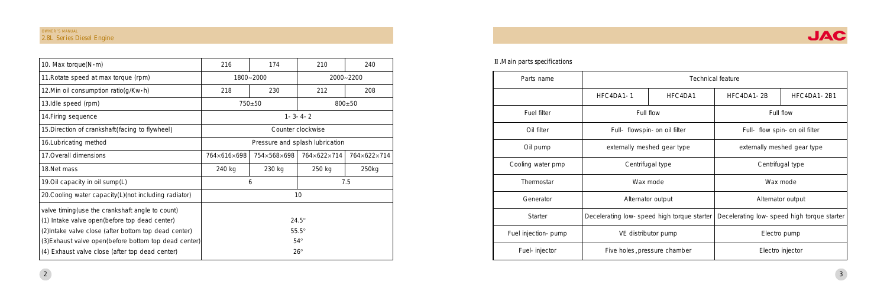| 10. Max torque(N·m) | 216 | 174 | 210 | 240 |
| --- | --- | --- | --- | --- |
| 11.Rotate speed at max torque (rpm) | 1800~2000 | | 2000~2200 | |
| 12.Min oil consumption ratio(g/Kw·h) | 218 | 230 | 212 | 208 |
| 13.Idle speed (rpm) | 750±50 | | 800±50 | |
| 14.Firing sequence | 1- 3- 4- 2 | | | |
| 15.Direction of crankshaft(facing to flywheel) | Counter clockwise | | | |
| 16.Lubricating method | Pressure and splash lubrication | | | |
| 17.Overall dimensions | 764×616×698 | 754×568×698 | 764×622×714 | 764×622×714 |
| 18.Net mass | 240 kg | 230 kg | 250 kg | 250kg |
| 19.Oil capacity in oil sump(L) | 6 | | 7.5 | |
| 20.Cooling water capacity(L)(not including radiator) | 10 | | | |
| valve timing(use the crankshaft angle to count)<br>(1) Intake valve open(before top dead center)<br>(2)Intake valve close (after bottom top dead center)<br>(3)Exhaust valve open(before bottom top dead center)<br>(4) Exhaust valve close (after top dead center) | <br>24.5°<br>55.5°<br>54°<br>26° | | | |

Ⅱ.Main parts specifications

| Parts name | Technical feature | | | |
| --- | --- | --- | --- | --- |
| | HFC4DA1- 1 | HFC4DA1 | HFC4DA1- 2B | HFC4DA1- 2B1 |
| Fuel filter | Full flow | | Full flow | |
| Oil filter | Full- flowspin- on oil filter | | Full- flow spin- on oil filter | |
| Oil pump | externally meshed gear type | | externally meshed gear type | |
| Cooling water pmp | Centrifugal type | | Centrifugal type | |
| Thermostar | Wax mode | | Wax mode | |
| Generator | Alternator output | | Alternator output | |
| Starter | Decelerating low- speed high torque starter | | Decelerating low- speed high torque starter | |
| Fuel injection- pump | VE distributor pump | | Electro pump | |
| Fuel- injector | Five holes ,pressure chamber | | Electro injector | |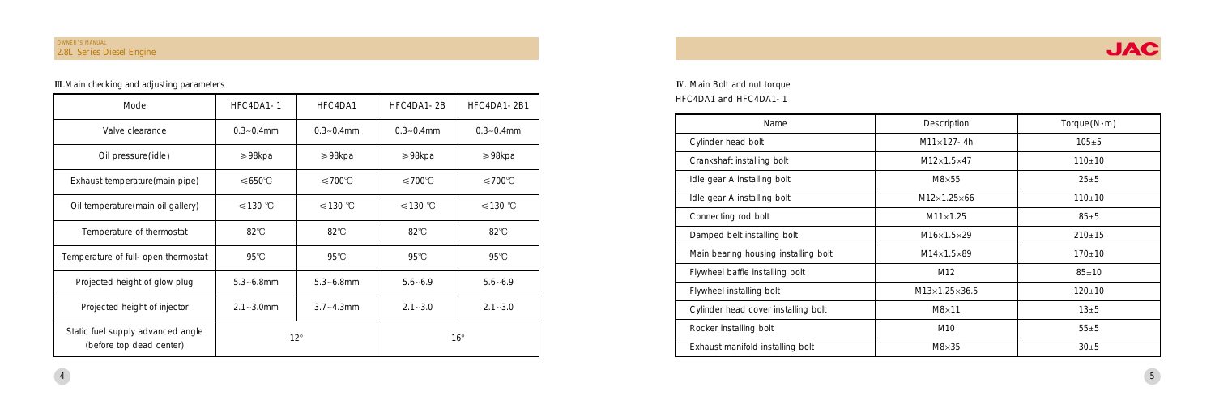## Ⅲ.Main checking and adjusting parameters

| Mode | HFC4DA1-1 | HFC4DA1 | HFC4DA1-2B | HFC4DA1-2B1 |
|---|---|---|---|---|
| Valve clearance | 0.3~0.4mm | 0.3~0.4mm | 0.3~0.4mm | 0.3~0.4mm |
| Oil pressure(idle) | ≥98kpa | ≥98kpa | ≥98kpa | ≥98kpa |
| Exhaust temperature(main pipe) | ≤650℃ | ≤700℃ | ≤700℃ | ≤700℃ |
| Oil temperature(main oil gallery) | ≤130 ℃ | ≤130 ℃ | ≤130 ℃ | ≤130 ℃ |
| Temperature of thermostat | 82℃ | 82℃ | 82℃ | 82℃ |
| Temperature of full-open thermostat | 95℃ | 95℃ | 95℃ | 95℃ |
| Projected height of glow plug | 5.3~6.8mm | 5.3~6.8mm | 5.6~6.9 | 5.6~6.9 |
| Projected height of injector | 2.1~3.0mm | 3.7~4.3mm | 2.1~3.0 | 2.1~3.0 |
| Static fuel supply advanced angle (before top dead center) | 12° | | 16° | |

## Ⅳ. Main Bolt and nut torque

HFC4DA1 and HFC4DA1-1

| Name | Description | Torque(N·m) |
|---|---|---|
| Cylinder head bolt | M11×127-4h | 105±5 |
| Crankshaft installing bolt | M12×1.5×47 | 110±10 |
| Idle gear A installing bolt | M8×55 | 25±5 |
| Idle gear A installing bolt | M12×1.25×66 | 110±10 |
| Connecting rod bolt | M11×1.25 | 85±5 |
| Damped belt installing bolt | M16×1.5×29 | 210±15 |
| Main bearing housing installing bolt | M14×1.5×89 | 170±10 |
| Flywheel baffle installing bolt | M12 | 85±10 |
| Flywheel installing bolt | M13×1.25×36.5 | 120±10 |
| Cylinder head cover installing bolt | M8×11 | 13±5 |
| Rocker installing bolt | M10 | 55±5 |
| Exhaust manifold installing bolt | M8×35 | 30±5 |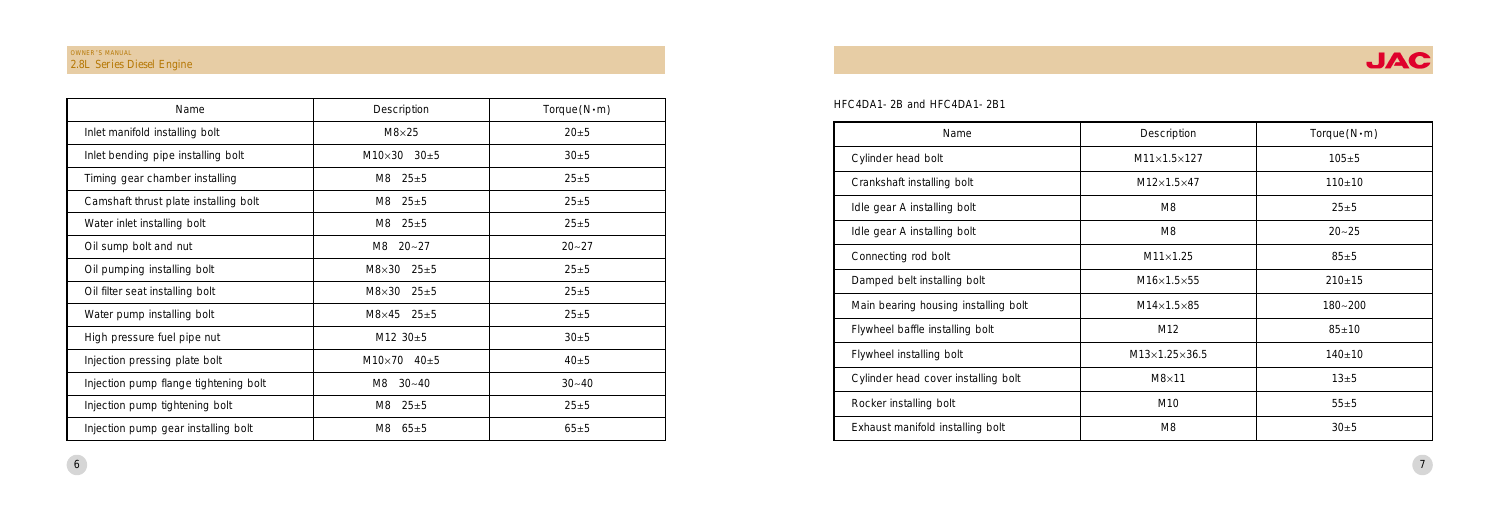| Name | Description | Torque(N·m) |
|---|---|---|
| Inlet manifold installing bolt | M8×25 | 20±5 |
| Inlet bending pipe installing bolt | M10×30 30±5 | 30±5 |
| Timing gear chamber installing | M8 25±5 | 25±5 |
| Camshaft thrust plate installing bolt | M8 25±5 | 25±5 |
| Water inlet installing bolt | M8 25±5 | 25±5 |
| Oil sump bolt and nut | M8 20~27 | 20~27 |
| Oil pumping installing bolt | M8×30 25±5 | 25±5 |
| Oil filter seat installing bolt | M8×30 25±5 | 25±5 |
| Water pump installing bolt | M8×45 25±5 | 25±5 |
| High pressure fuel pipe nut | M12 30±5 | 30±5 |
| Injection pressing plate bolt | M10×70 40±5 | 40±5 |
| Injection pump flange tightening bolt | M8 30~40 | 30~40 |
| Injection pump tightening bolt | M8 25±5 | 25±5 |
| Injection pump gear installing bolt | M8 65±5 | 65±5 |

HFC4DA1-2B and HFC4DA1-2B1

| Name | Description | Torque(N·m) |
|---|---|---|
| Cylinder head bolt | M11×1.5×127 | 105±5 |
| Crankshaft installing bolt | M12×1.5×47 | 110±10 |
| Idle gear A installing bolt | M8 | 25±5 |
| Idle gear A installing bolt | M8 | 20~25 |
| Connecting rod bolt | M11×1.25 | 85±5 |
| Damped belt installing bolt | M16×1.5×55 | 210±15 |
| Main bearing housing installing bolt | M14×1.5×85 | 180~200 |
| Flywheel baffle installing bolt | M12 | 85±10 |
| Flywheel installing bolt | M13×1.25×36.5 | 140±10 |
| Cylinder head cover installing bolt | M8×11 | 13±5 |
| Rocker installing bolt | M10 | 55±5 |
| Exhaust manifold installing bolt | M8 | 30±5 |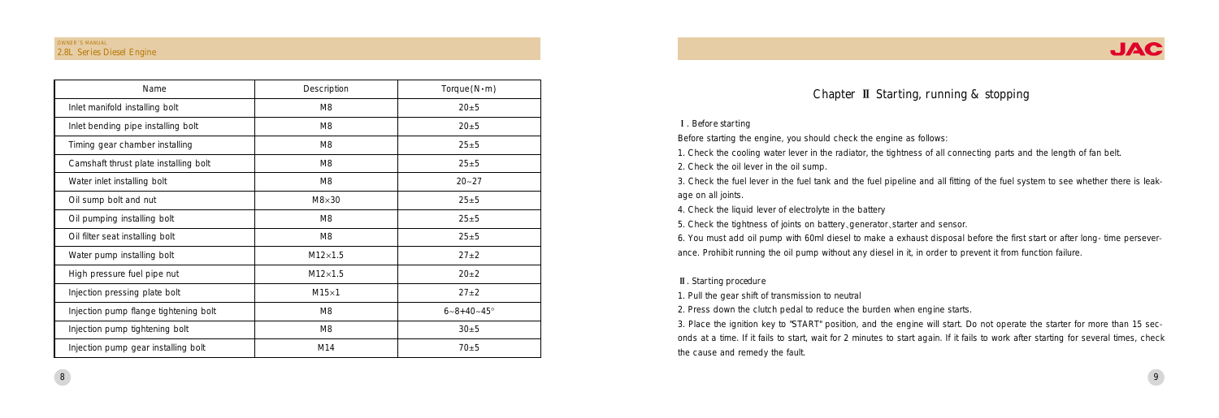| Name | Description | Torque(N·m) |
|---|---|---|
| Inlet manifold installing bolt | M8 | 20±5 |
| Inlet bending pipe installing bolt | M8 | 20±5 |
| Timing gear chamber installing | M8 | 25±5 |
| Camshaft thrust plate installing bolt | M8 | 25±5 |
| Water inlet installing bolt | M8 | 20~27 |
| Oil sump bolt and nut | M8×30 | 25±5 |
| Oil pumping installing bolt | M8 | 25±5 |
| Oil filter seat installing bolt | M8 | 25±5 |
| Water pump installing bolt | M12×1.5 | 27±2 |
| High pressure fuel pipe nut | M12×1.5 | 20±2 |
| Injection pressing plate bolt | M15×1 | 27±2 |
| Injection pump flange tightening bolt | M8 | 6~8+40~45° |
| Injection pump tightening bolt | M8 | 30±5 |
| Injection pump gear installing bolt | M14 | 70±5 |

# Chapter Ⅱ Starting, running & stopping

## Ⅰ. Before starting

Before starting the engine, you should check the engine as follows:

1. Check the cooling water lever in the radiator, the tightness of all connecting parts and the length of fan belt.
2. Check the oil lever in the oil sump.
3. Check the fuel lever in the fuel tank and the fuel pipeline and all fitting of the fuel system to see whether there is leakage on all joints.
4. Check the liquid lever of electrolyte in the battery
5. Check the tightness of joints on battery, generator, starter and sensor.
6. You must add oil pump with 60ml diesel to make a exhaust disposal before the first start or after long- time perseverance. Prohibit running the oil pump without any diesel in it, in order to prevent it from function failure.

## Ⅱ. Starting procedure

1. Pull the gear shift of transmission to neutral
2. Press down the clutch pedal to reduce the burden when engine starts.
3. Place the ignition key to "START" position, and the engine will start. Do not operate the starter for more than 15 seconds at a time. If it fails to start, wait for 2 minutes to start again. If it fails to work after starting for several times, check the cause and remedy the fault.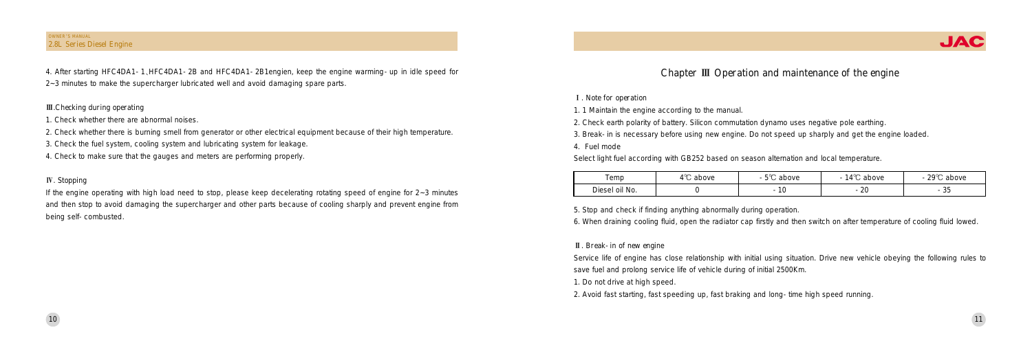4. After starting HFC4DA1-1、HFC4DA1-2B and HFC4DA1-2B1engien, keep the engine warming-up in idle speed for 2~3 minutes to make the supercharger lubricated well and avoid damaging spare parts.

### Ⅲ.Checking during operating

1. Check whether there are abnormal noises.
2. Check whether there is burning smell from generator or other electrical equipment because of their high temperature.
3. Check the fuel system, cooling system and lubricating system for leakage.
4. Check to make sure that the gauges and meters are performing properly.

### Ⅳ. Stopping

If the engine operating with high load need to stop, please keep decelerating rotating speed of engine for 2~3 minutes and then stop to avoid damaging the supercharger and other parts because of cooling sharply and prevent engine from being self-combusted.

# Chapter Ⅲ Operation and maintenance of the engine

### Ⅰ. Note for operation

1. 1 Maintain the engine according to the manual.
2. Check earth polarity of battery. Silicon commutation dynamo uses negative pole earthing.
3. Break-in is necessary before using new engine. Do not speed up sharply and get the engine loaded.
4. Fuel mode

Select light fuel according with GB252 based on season alternation and local temperature.

| Temp | 4℃ above | -5℃ above | -14℃ above | -29℃ above |
| --- | --- | --- | --- | --- |
| Diesel oil No. | 0 | -10 | -20 | -35 |

5. Stop and check if finding anything abnormally during operation.
6. When draining cooling fluid, open the radiator cap firstly and then switch on after temperature of cooling fluid lowed.

### Ⅱ. Break-in of new engine

Service life of engine has close relationship with initial using situation. Drive new vehicle obeying the following rules to save fuel and prolong service life of vehicle during of initial 2500Km.

1. Do not drive at high speed.
2. Avoid fast starting, fast speeding up, fast braking and long-time high speed running.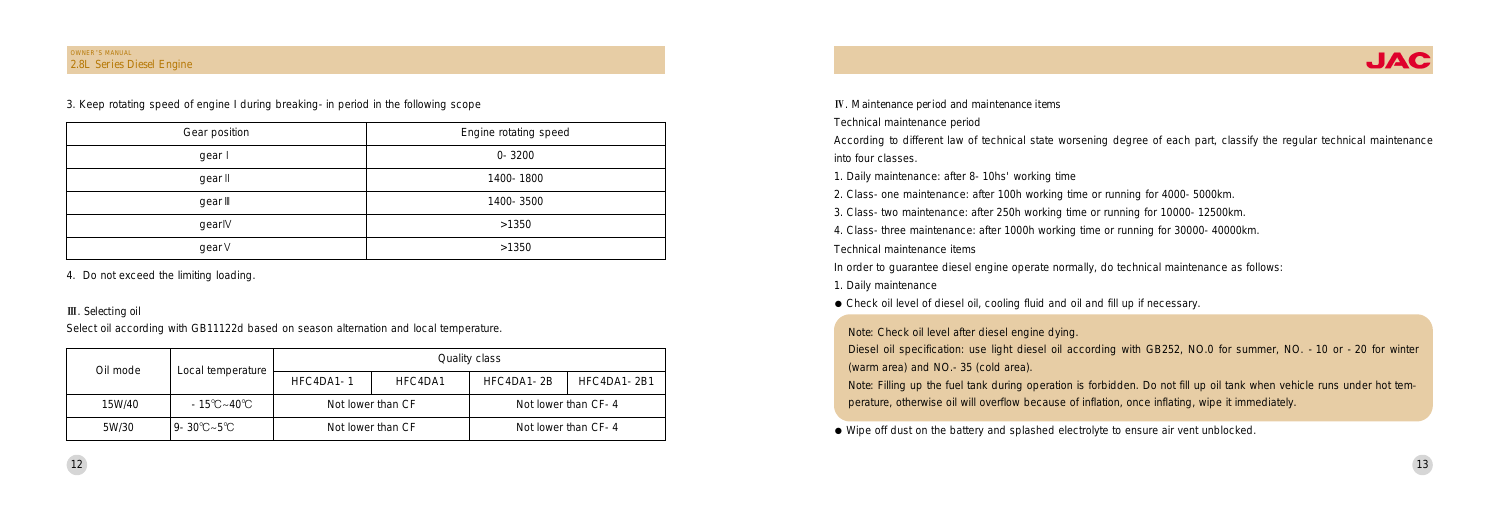3. Keep rotating speed of engine I during breaking- in period in the following scope

| Gear position | Engine rotating speed |
|---|---|
| gear Ⅰ | 0- 3200 |
| gear Ⅱ | 1400- 1800 |
| gear Ⅲ | 1400- 3500 |
| gearⅣ | >1350 |
| gear Ⅴ | >1350 |

4. Do not exceed the limiting loading.

Ⅲ. Selecting oil

Select oil according with GB11122d based on season alternation and local temperature.

| Oil mode | Local temperature | Quality class | | | |
|---|---|---|---|---|---|
| | | HFC4DA1- 1 | HFC4DA1 | HFC4DA1- 2B | HFC4DA1- 2B1 |
| 15W/40 | - 15℃~40℃ | Not lower than CF | | Not lower than CF- 4 | |
| 5W/30 | 9- 30℃~5℃ | Not lower than CF | | Not lower than CF- 4 | |

Ⅳ. Maintenance period and maintenance items

Technical maintenance period

According to different law of technical state worsening degree of each part, classify the regular technical maintenance into four classes.

1. Daily maintenance: after 8- 10hs' working time
2. Class- one maintenance: after 100h working time or running for 4000- 5000km.
3. Class- two maintenance: after 250h working time or running for 10000- 12500km.
4. Class- three maintenance: after 1000h working time or running for 30000- 40000km.

Technical maintenance items

In order to guarantee diesel engine operate normally, do technical maintenance as follows:

1. Daily maintenance

● Check oil level of diesel oil, cooling fluid and oil and fill up if necessary.

> Note: Check oil level after diesel engine dying.
>
> Diesel oil specification: use light diesel oil according with GB252, NO.0 for summer, NO. - 10 or - 20 for winter (warm area) and NO.- 35 (cold area).
>
> Note: Filling up the fuel tank during operation is forbidden. Do not fill up oil tank when vehicle runs under hot temperature, otherwise oil will overflow because of inflation, once inflating, wipe it immediately.

● Wipe off dust on the battery and splashed electrolyte to ensure air vent unblocked.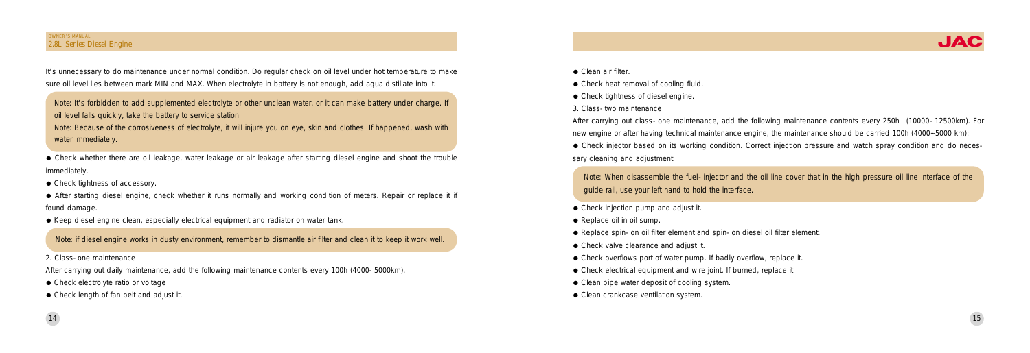It's unnecessary to do maintenance under normal condition. Do regular check on oil level under hot temperature to make sure oil level lies between mark MIN and MAX. When electrolyte in battery is not enough, add aqua distillate into it.

Note: It's forbidden to add supplemented electrolyte or other unclean water, or it can make battery under charge. If oil level falls quickly, take the battery to service station.

Note: Because of the corrosiveness of electrolyte, it will injure you on eye, skin and clothes. If happened, wash with water immediately.

- Check whether there are oil leakage, water leakage or air leakage after starting diesel engine and shoot the trouble immediately.
- Check tightness of accessory.
- After starting diesel engine, check whether it runs normally and working condition of meters. Repair or replace it if found damage.
- Keep diesel engine clean, especially electrical equipment and radiator on water tank.

Note: if diesel engine works in dusty environment, remember to dismantle air filter and clean it to keep it work well.

2. Class- one maintenance

After carrying out daily maintenance, add the following maintenance contents every 100h (4000- 5000km).

- Check electrolyte ratio or voltage
- Check length of fan belt and adjust it.
- Clean air filter.
- Check heat removal of cooling fluid.
- Check tightness of diesel engine.

3. Class- two maintenance

After carrying out class- one maintenance, add the following maintenance contents every 250h (10000- 12500km). For new engine or after having technical maintenance engine, the maintenance should be carried 100h (4000~5000 km):

- Check injector based on its working condition. Correct injection pressure and watch spray condition and do necessary cleaning and adjustment.

Note: When disassemble the fuel- injector and the oil line cover that in the high pressure oil line interface of the guide rail, use your left hand to hold the interface.

- Check injection pump and adjust it.
- Replace oil in oil sump.
- Replace spin- on oil filter element and spin- on diesel oil filter element.
- Check valve clearance and adjust it.
- Check overflows port of water pump. If badly overflow, replace it.
- Check electrical equipment and wire joint. If burned, replace it.
- Clean pipe water deposit of cooling system.
- Clean crankcase ventilation system.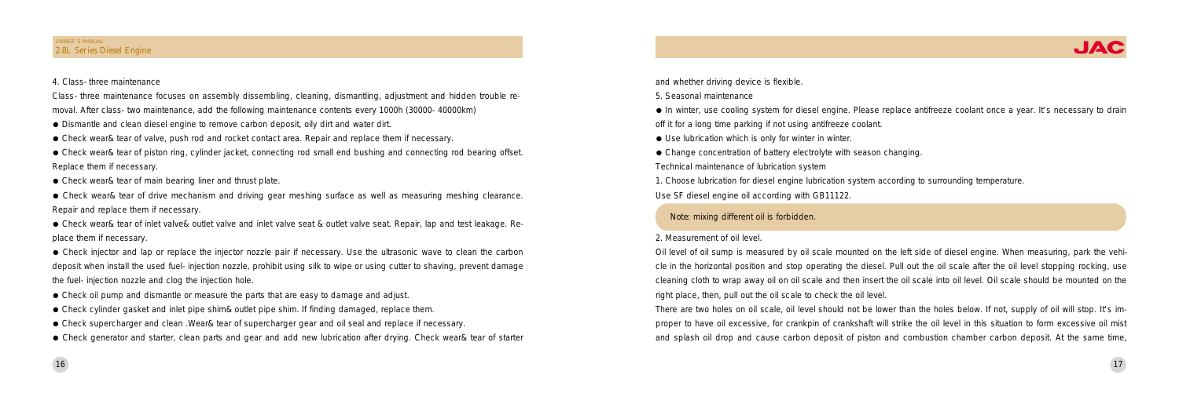4. Class- three maintenance

Class- three maintenance focuses on assembly dissembling, cleaning, dismantling, adjustment and hidden trouble removal. After class- two maintenance, add the following maintenance contents every 1000h (30000- 40000km)

- Dismantle and clean diesel engine to remove carbon deposit, oily dirt and water dirt.
- Check wear& tear of valve, push rod and rocket contact area. Repair and replace them if necessary.
- Check wear& tear of piston ring, cylinder jacket, connecting rod small end bushing and connecting rod bearing offset. Replace them if necessary.
- Check wear& tear of main bearing liner and thrust plate.
- Check wear& tear of drive mechanism and driving gear meshing surface as well as measuring meshing clearance. Repair and replace them if necessary.
- Check wear& tear of inlet valve& outlet valve and inlet valve seat & outlet valve seat. Repair, lap and test leakage. Replace them if necessary.
- Check injector and lap or replace the injector nozzle pair if necessary. Use the ultrasonic wave to clean the carbon deposit when install the used fuel- injection nozzle, prohibit using silk to wipe or using cutter to shaving, prevent damage the fuel- injection nozzle and clog the injection hole.
- Check oil pump and dismantle or measure the parts that are easy to damage and adjust.
- Check cylinder gasket and inlet pipe shim& outlet pipe shim. If finding damaged, replace them.
- Check supercharger and clean .Wear& tear of supercharger gear and oil seal and replace if necessary.
- Check generator and starter, clean parts and gear and add new lubrication after drying. Check wear& tear of starter and whether driving device is flexible.

5. Seasonal maintenance

- In winter, use cooling system for diesel engine. Please replace antifreeze coolant once a year. It's necessary to drain off it for a long time parking if not using antifreeze coolant.
- Use lubrication which is only for winter in winter.
- Change concentration of battery electrolyte with season changing.

Technical maintenance of lubrication system

1. Choose lubrication for diesel engine lubrication system according to surrounding temperature.

Use SF diesel engine oil according with GB11122.

> Note: mixing different oil is forbidden.

2. Measurement of oil level.

Oil level of oil sump is measured by oil scale mounted on the left side of diesel engine. When measuring, park the vehicle in the horizontal position and stop operating the diesel. Pull out the oil scale after the oil level stopping rocking, use cleaning cloth to wrap away oil on oil scale and then insert the oil scale into oil level. Oil scale should be mounted on the right place, then, pull out the oil scale to check the oil level.

There are two holes on oil scale, oil level should not be lower than the holes below. If not, supply of oil will stop. It's improper to have oil excessive, for crankpin of crankshaft will strike the oil level in this situation to form excessive oil mist and splash oil drop and cause carbon deposit of piston and combustion chamber carbon deposit. At the same time,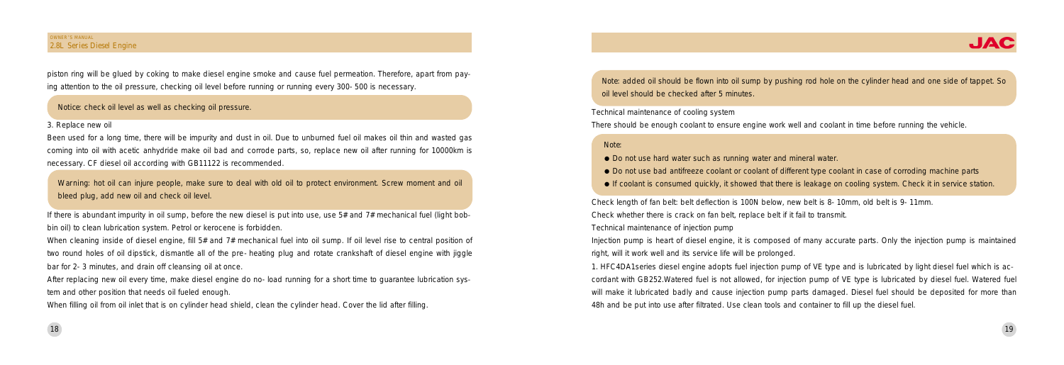piston ring will be glued by coking to make diesel engine smoke and cause fuel permeation. Therefore, apart from paying attention to the oil pressure, checking oil level before running or running every 300- 500 is necessary.

> Notice: check oil level as well as checking oil pressure.

3. Replace new oil

Been used for a long time, there will be impurity and dust in oil. Due to unburned fuel oil makes oil thin and wasted gas coming into oil with acetic anhydride make oil bad and corrode parts, so, replace new oil after running for 10000km is necessary. CF diesel oil according with GB11122 is recommended.

> Warning: hot oil can injure people, make sure to deal with old oil to protect environment. Screw moment and oil bleed plug, add new oil and check oil level.

If there is abundant impurity in oil sump, before the new diesel is put into use, use 5# and 7# mechanical fuel (light bobbin oil) to clean lubrication system. Petrol or kerocene is forbidden.

When cleaning inside of diesel engine, fill 5# and 7# mechanical fuel into oil sump. If oil level rise to central position of two round holes of oil dipstick, dismantle all of the pre- heating plug and rotate crankshaft of diesel engine with jiggle bar for 2- 3 minutes, and drain off cleansing oil at once.

After replacing new oil every time, make diesel engine do no- load running for a short time to guarantee lubrication system and other position that needs oil fueled enough.

When filling oil from oil inlet that is on cylinder head shield, clean the cylinder head. Cover the lid after filling.

> Note: added oil should be flown into oil sump by pushing rod hole on the cylinder head and one side of tappet. So oil level should be checked after 5 minutes.

Technical maintenance of cooling system

There should be enough coolant to ensure engine work well and coolant in time before running the vehicle.

> Note:
> - Do not use hard water such as running water and mineral water.
> - Do not use bad antifreeze coolant or coolant of different type coolant in case of corroding machine parts
> - If coolant is consumed quickly, it showed that there is leakage on cooling system. Check it in service station.

Check length of fan belt: belt deflection is 100N below, new belt is 8- 10mm, old belt is 9- 11mm.

Check whether there is crack on fan belt, replace belt if it fail to transmit.

Technical maintenance of injection pump

Injection pump is heart of diesel engine, it is composed of many accurate parts. Only the injection pump is maintained right, will it work well and its service life will be prolonged.

1. HFC4DA1series diesel engine adopts fuel injection pump of VE type and is lubricated by light diesel fuel which is accordant with GB252.Watered fuel is not allowed, for injection pump of VE type is lubricated by diesel fuel. Watered fuel will make it lubricated badly and cause injection pump parts damaged. Diesel fuel should be deposited for more than 48h and be put into use after filtrated. Use clean tools and container to fill up the diesel fuel.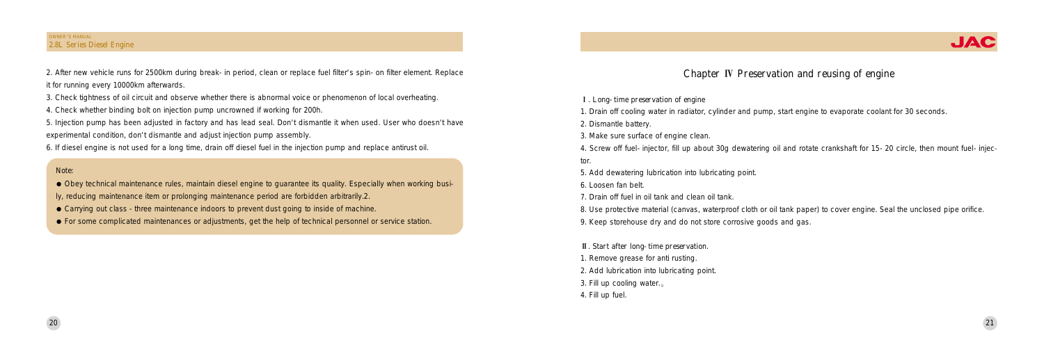2. After new vehicle runs for 2500km during break- in period, clean or replace fuel filter's spin- on filter element. Replace it for running every 10000km afterwards.

3. Check tightness of oil circuit and observe whether there is abnormal voice or phenomenon of local overheating.

4. Check whether binding bolt on injection pump uncrowned if working for 200h.

5. Injection pump has been adjusted in factory and has lead seal. Don't dismantle it when used. User who doesn't have experimental condition, don't dismantle and adjust injection pump assembly.

6. If diesel engine is not used for a long time, drain off diesel fuel in the injection pump and replace antirust oil.

Note:

- Obey technical maintenance rules, maintain diesel engine to guarantee its quality. Especially when working busily, reducing maintenance item or prolonging maintenance period are forbidden arbitrarily.2.
- Carrying out class - three maintenance indoors to prevent dust going to inside of machine.
- For some complicated maintenances or adjustments, get the help of technical personnel or service station.

# Chapter Ⅳ Preservation and reusing of engine

Ⅰ. Long- time preservation of engine

1. Drain off cooling water in radiator, cylinder and pump, start engine to evaporate coolant for 30 seconds.
2. Dismantle battery.
3. Make sure surface of engine clean.
4. Screw off fuel- injector, fill up about 30g dewatering oil and rotate crankshaft for 15- 20 circle, then mount fuel- injector.
5. Add dewatering lubrication into lubricating point.
6. Loosen fan belt.
7. Drain off fuel in oil tank and clean oil tank.
8. Use protective material (canvas, waterproof cloth or oil tank paper) to cover engine. Seal the unclosed pipe orifice.
9. Keep storehouse dry and do not store corrosive goods and gas.

Ⅱ. Start after long- time preservation.

1. Remove grease for anti rusting.
2. Add lubrication into lubricating point.
3. Fill up cooling water.。
4. Fill up fuel.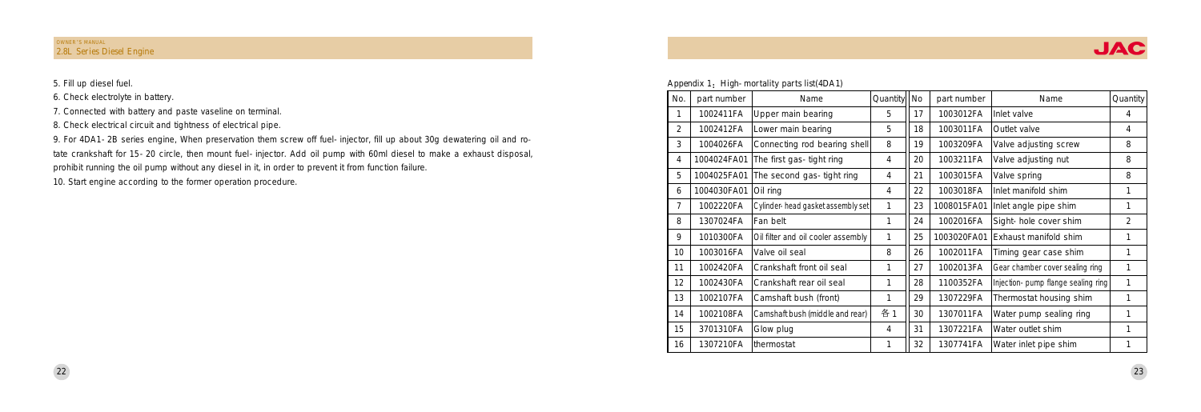5. Fill up diesel fuel.

6. Check electrolyte in battery.

7. Connected with battery and paste vaseline on terminal.

8. Check electrical circuit and tightness of electrical pipe.

9. For 4DA1-2B series engine, When preservation them screw off fuel-injector, fill up about 30g dewatering oil and rotate crankshaft for 15-20 circle, then mount fuel-injector. Add oil pump with 60ml diesel to make a exhaust disposal, prohibit running the oil pump without any diesel in it, in order to prevent it from function failure.

10. Start engine according to the former operation procedure.

Appendix 1：High-mortality parts list(4DA1)

| No. | part number | Name | Quantity | No | part number | Name | Quantity |
|---|---|---|---|---|---|---|---|
| 1 | 1002411FA | Upper main bearing | 5 | 17 | 1003012FA | Inlet valve | 4 |
| 2 | 1002412FA | Lower main bearing | 5 | 18 | 1003011FA | Outlet valve | 4 |
| 3 | 1004026FA | Connecting rod bearing shell | 8 | 19 | 1003209FA | Valve adjusting screw | 8 |
| 4 | 1004024FA01 | The first gas-tight ring | 4 | 20 | 1003211FA | Valve adjusting nut | 8 |
| 5 | 1004025FA01 | The second gas-tight ring | 4 | 21 | 1003015FA | Valve spring | 8 |
| 6 | 1004030FA01 | Oil ring | 4 | 22 | 1003018FA | Inlet manifold shim | 1 |
| 7 | 1002220FA | Cylinder-head gasket assembly set | 1 | 23 | 1008015FA01 | Inlet angle pipe shim | 1 |
| 8 | 1307024FA | Fan belt | 1 | 24 | 1002016FA | Sight-hole cover shim | 2 |
| 9 | 1010300FA | Oil filter and oil cooler assembly | 1 | 25 | 1003020FA01 | Exhaust manifold shim | 1 |
| 10 | 1003016FA | Valve oil seal | 8 | 26 | 1002011FA | Timing gear case shim | 1 |
| 11 | 1002420FA | Crankshaft front oil seal | 1 | 27 | 1002013FA | Gear chamber cover sealing ring | 1 |
| 12 | 1002430FA | Crankshaft rear oil seal | 1 | 28 | 1100352FA | Injection-pump flange sealing ring | 1 |
| 13 | 1002107FA | Camshaft bush (front) | 1 | 29 | 1307229FA | Thermostat housing shim | 1 |
| 14 | 1002108FA | Camshaft bush (middle and rear) | 各1 | 30 | 1307011FA | Water pump sealing ring | 1 |
| 15 | 3701310FA | Glow plug | 4 | 31 | 1307221FA | Water outlet shim | 1 |
| 16 | 1307210FA | thermostat | 1 | 32 | 1307741FA | Water inlet pipe shim | 1 |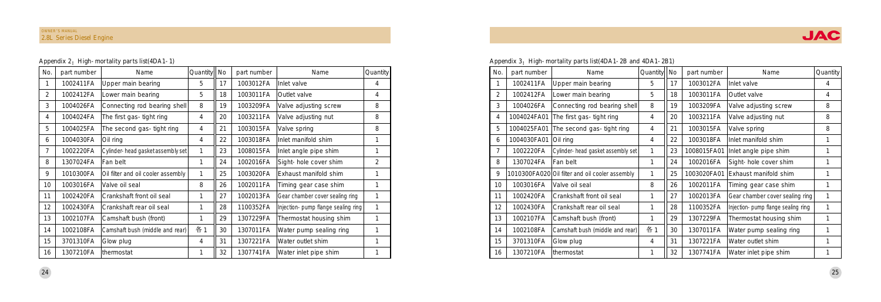Appendix 2：High- mortality parts list(4DA1-1)

| No. | part number | Name | Quantity | No | part number | Name | Quantity |
|---|---|---|---|---|---|---|---|
| 1 | 1002411FA | Upper main bearing | 5 | 17 | 1003012FA | Inlet valve | 4 |
| 2 | 1002412FA | Lower main bearing | 5 | 18 | 1003011FA | Outlet valve | 4 |
| 3 | 1004026FA | Connecting rod bearing shell | 8 | 19 | 1003209FA | Valve adjusting screw | 8 |
| 4 | 1004024FA | The first gas- tight ring | 4 | 20 | 1003211FA | Valve adjusting nut | 8 |
| 5 | 1004025FA | The second gas- tight ring | 4 | 21 | 1003015FA | Valve spring | 8 |
| 6 | 1004030FA | Oil ring | 4 | 22 | 1003018FA | Inlet manifold shim | 1 |
| 7 | 1002220FA | Cylinder- head gasket assembly set | 1 | 23 | 1008015FA | Inlet angle pipe shim | 1 |
| 8 | 1307024FA | Fan belt | 1 | 24 | 1002016FA | Sight- hole cover shim | 2 |
| 9 | 1010300FA | Oil filter and oil cooler assembly | 1 | 25 | 1003020FA | Exhaust manifold shim | 1 |
| 10 | 1003016FA | Valve oil seal | 8 | 26 | 1002011FA | Timing gear case shim | 1 |
| 11 | 1002420FA | Crankshaft front oil seal | 1 | 27 | 1002013FA | Gear chamber cover sealing ring | 1 |
| 12 | 1002430FA | Crankshaft rear oil seal | 1 | 28 | 1100352FA | Injection- pump flange sealing ring | 1 |
| 13 | 1002107FA | Camshaft bush (front) | 1 | 29 | 1307229FA | Thermostat housing shim | 1 |
| 14 | 1002108FA | Camshaft bush (middle and rear) | 各1 | 30 | 1307011FA | Water pump sealing ring | 1 |
| 15 | 3701310FA | Glow plug | 4 | 31 | 1307221FA | Water outlet shim | 1 |
| 16 | 1307210FA | thermostat | 1 | 32 | 1307741FA | Water inlet pipe shim | 1 |

Appendix 3：High- mortality parts list(4DA1-2B and 4DA1-2B1)

| No. | part number | Name | Quantity | No | part number | Name | Quantity |
|---|---|---|---|---|---|---|---|
| 1 | 1002411FA | Upper main bearing | 5 | 17 | 1003012FA | Inlet valve | 4 |
| 2 | 1002412FA | Lower main bearing | 5 | 18 | 1003011FA | Outlet valve | 4 |
| 3 | 1004026FA | Connecting rod bearing shell | 8 | 19 | 1003209FA | Valve adjusting screw | 8 |
| 4 | 1004024FA01 | The first gas- tight ring | 4 | 20 | 1003211FA | Valve adjusting nut | 8 |
| 5 | 1004025FA01 | The second gas- tight ring | 4 | 21 | 1003015FA | Valve spring | 8 |
| 6 | 1004030FA01 | Oil ring | 4 | 22 | 1003018FA | Inlet manifold shim | 1 |
| 7 | 1002220FA | Cylinder- head gasket assembly set | 1 | 23 | 1008015FA01 | Inlet angle pipe shim | 1 |
| 8 | 1307024FA | Fan belt | 1 | 24 | 1002016FA | Sight- hole cover shim | 1 |
| 9 | 1010300FA020 | Oil filter and oil cooler assembly | 1 | 25 | 1003020FA01 | Exhaust manifold shim | 1 |
| 10 | 1003016FA | Valve oil seal | 8 | 26 | 1002011FA | Timing gear case shim | 1 |
| 11 | 1002420FA | Crankshaft front oil seal | 1 | 27 | 1002013FA | Gear chamber cover sealing ring | 1 |
| 12 | 1002430FA | Crankshaft rear oil seal | 1 | 28 | 1100352FA | Injection- pump flange sealing ring | 1 |
| 13 | 1002107FA | Camshaft bush (front) | 1 | 29 | 1307229FA | Thermostat housing shim | 1 |
| 14 | 1002108FA | Camshaft bush (middle and rear) | 各1 | 30 | 1307011FA | Water pump sealing ring | 1 |
| 15 | 3701310FA | Glow plug | 4 | 31 | 1307221FA | Water outlet shim | 1 |
| 16 | 1307210FA | thermostat | 1 | 32 | 1307741FA | Water inlet pipe shim | 1 |